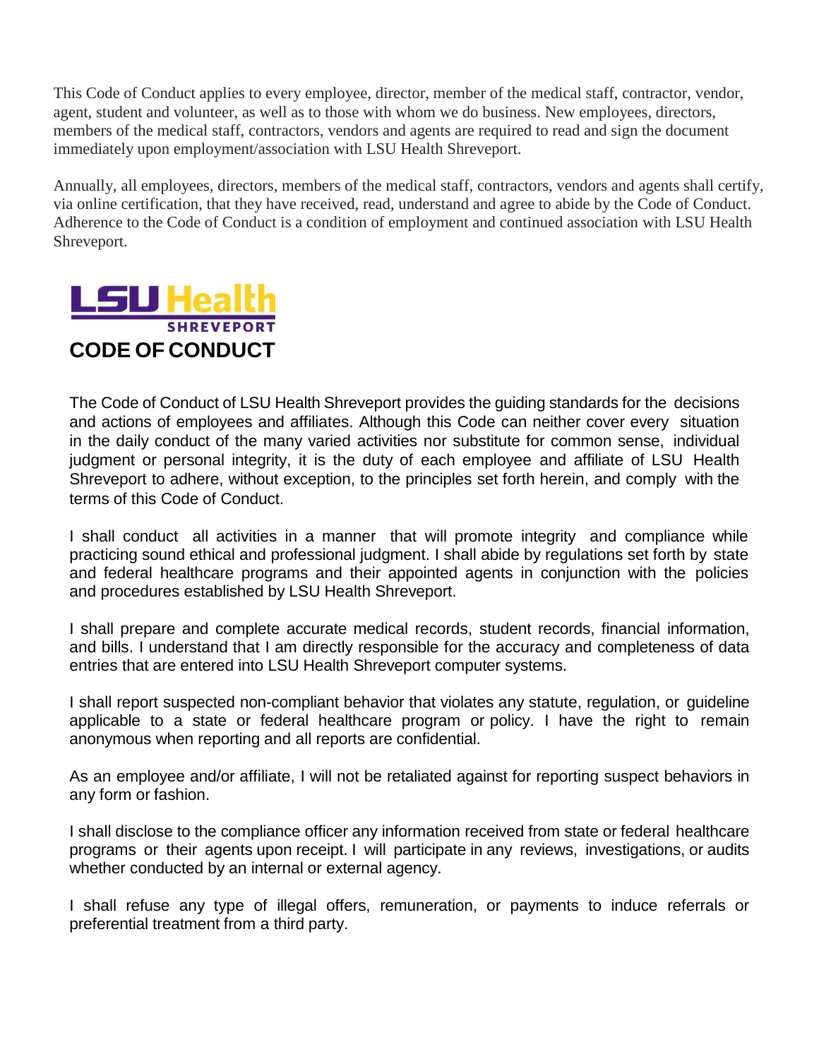This Code of Conduct applies to every employee, director, member of the medical staff, contractor, vendor, agent, student and volunteer, as well as to those with whom we do business. New employees, directors, members of the medical staff, contractors, vendors and agents are required to read and sign the document immediately upon employment/association with LSU Health Shreveport.

Annually, all employees, directors, members of the medical staff, contractors, vendors and agents shall certify, via online certification, that they have received, read, understand and agree to abide by the Code of Conduct. Adherence to the Code of Conduct is a condition of employment and continued association with LSU Health Shreveport.

LSU Health SHREVEPORT

# CODE OF CONDUCT

The Code of Conduct of LSU Health Shreveport provides the guiding standards for the decisions and actions of employees and affiliates. Although this Code can neither cover every situation in the daily conduct of the many varied activities nor substitute for common sense, individual judgment or personal integrity, it is the duty of each employee and affiliate of LSU Health Shreveport to adhere, without exception, to the principles set forth herein, and comply with the terms of this Code of Conduct.

I shall conduct all activities in a manner that will promote integrity and compliance while practicing sound ethical and professional judgment. I shall abide by regulations set forth by state and federal healthcare programs and their appointed agents in conjunction with the policies and procedures established by LSU Health Shreveport.

I shall prepare and complete accurate medical records, student records, financial information, and bills. I understand that I am directly responsible for the accuracy and completeness of data entries that are entered into LSU Health Shreveport computer systems.

I shall report suspected non-compliant behavior that violates any statute, regulation, or guideline applicable to a state or federal healthcare program or policy. I have the right to remain anonymous when reporting and all reports are confidential.

As an employee and/or affiliate, I will not be retaliated against for reporting suspect behaviors in any form or fashion.

I shall disclose to the compliance officer any information received from state or federal healthcare programs or their agents upon receipt. I will participate in any reviews, investigations, or audits whether conducted by an internal or external agency.

I shall refuse any type of illegal offers, remuneration, or payments to induce referrals or preferential treatment from a third party.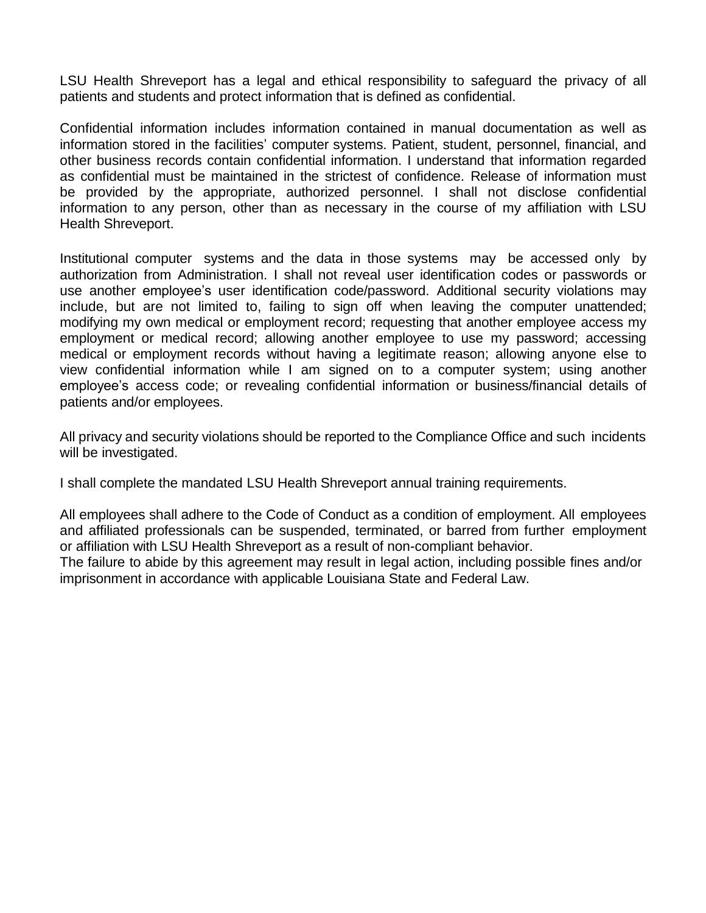LSU Health Shreveport has a legal and ethical responsibility to safeguard the privacy of all patients and students and protect information that is defined as confidential.

Confidential information includes information contained in manual documentation as well as information stored in the facilities' computer systems. Patient, student, personnel, financial, and other business records contain confidential information. I understand that information regarded as confidential must be maintained in the strictest of confidence. Release of information must be provided by the appropriate, authorized personnel. I shall not disclose confidential information to any person, other than as necessary in the course of my affiliation with LSU Health Shreveport.

Institutional computer systems and the data in those systems may be accessed only by authorization from Administration. I shall not reveal user identification codes or passwords or use another employee's user identification code/password. Additional security violations may include, but are not limited to, failing to sign off when leaving the computer unattended; modifying my own medical or employment record; requesting that another employee access my employment or medical record; allowing another employee to use my password; accessing medical or employment records without having a legitimate reason; allowing anyone else to view confidential information while I am signed on to a computer system; using another employee's access code; or revealing confidential information or business/financial details of patients and/or employees.

All privacy and security violations should be reported to the Compliance Office and such incidents will be investigated.

I shall complete the mandated LSU Health Shreveport annual training requirements.

All employees shall adhere to the Code of Conduct as a condition of employment. All employees and affiliated professionals can be suspended, terminated, or barred from further employment or affiliation with LSU Health Shreveport as a result of non-compliant behavior.
The failure to abide by this agreement may result in legal action, including possible fines and/or imprisonment in accordance with applicable Louisiana State and Federal Law.